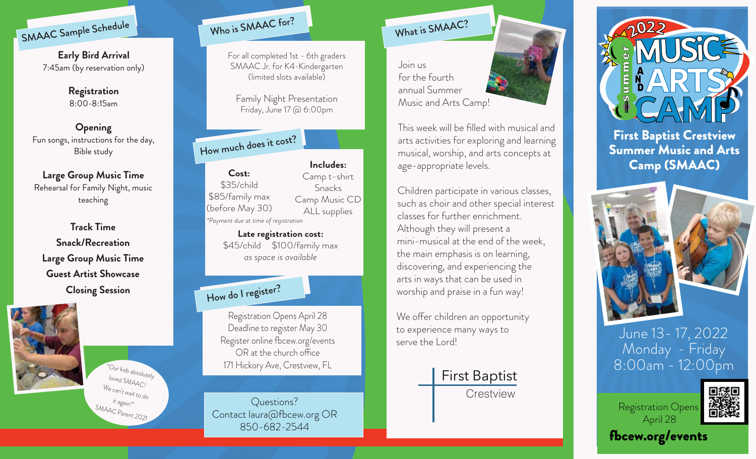## SMAAC Sample Schedule

**Early Bird Arrival**
7:45am (by reservation only)

**Registration**
8:00-8:15am

**Opening**
Fun songs, instructions for the day, Bible study

**Large Group Music Time**
Rehearsal for Family Night, music teaching

**Track Time**

**Snack/Recreation**

**Large Group Music Time**

**Guest Artist Showcase**

**Closing Session**

"Our kids absolutely loved SMAAC! We can't wait to do it again!"
SMAAC Parent 2021

## Who is SMAAC for?

For all completed 1st - 6th graders
SMAAC Jr. for K4-Kindergarten
(limited slots available)

Family Night Presentation
Friday, June 17 @ 6:00pm

## How much does it cost?

**Cost:**
$35/child
$85/family max
(before May 30)

**Includes:**
Camp t-shirt
Snacks
Camp Music CD
ALL supplies

*\*Payment due at time of registration*

**Late registration cost:**
$45/child $100/family max
*as space is available*

## How do I register?

Registration Opens April 28
Deadline to register May 30
Register online fbcew.org/events
OR at the church office
171 Hickory Ave, Crestview, FL

Questions?
Contact laura@fbcew.org OR
850-682-2544

## What is SMAAC?

Join us for the fourth annual Summer Music and Arts Camp!

This week will be filled with musical and arts activities for exploring and learning musical, worship, and arts concepts at age-appropriate levels.

Children participate in various classes, such as choir and other special interest classes for further enrichment. Although they will present a mini-musical at the end of the week, the main emphasis is on learning, discovering, and experiencing the arts in ways that can be used in worship and praise in a fun way!

We offer children an opportunity to experience many ways to serve the Lord!

First Baptist
Crestview

# 2022 Summer Music and Arts Camp

**First Baptist Crestview Summer Music and Arts Camp (SMAAC)**

June 13 - 17, 2022
Monday - Friday
8:00am - 12:00pm

Registration Opens April 28

**fbcew.org/events**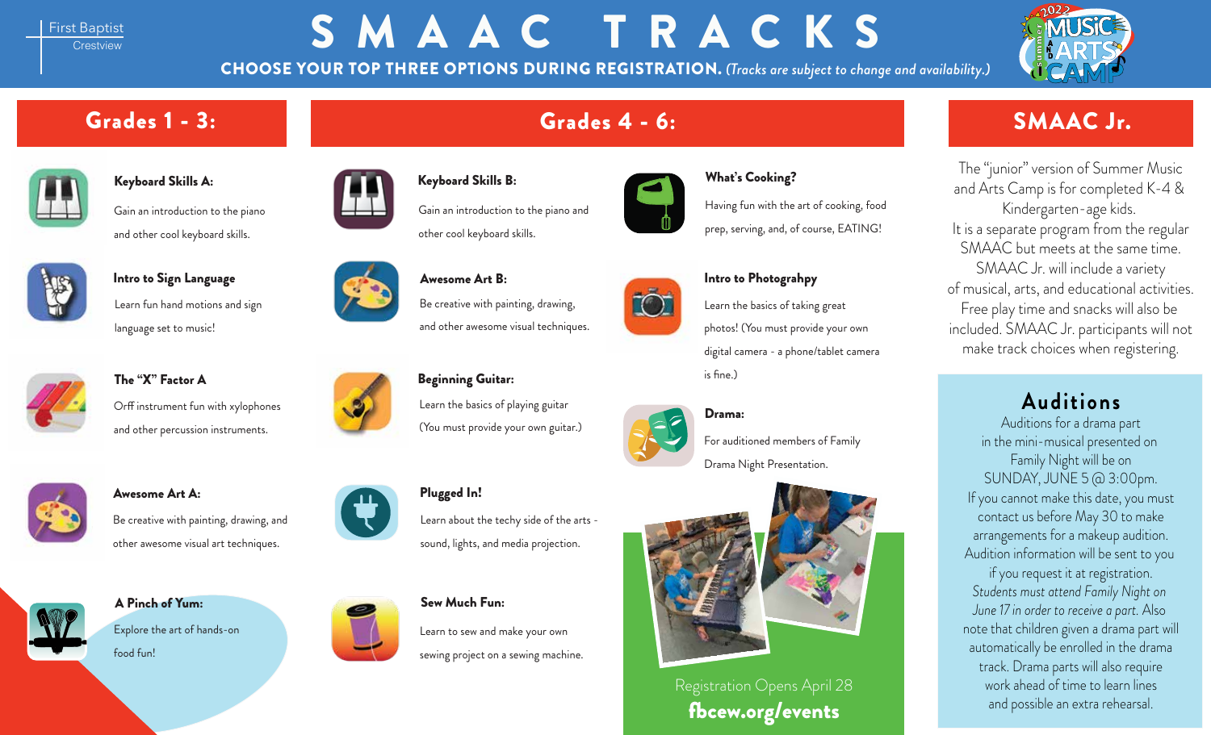First Baptist
Crestview

# SMAAC TRACKS

**CHOOSE YOUR TOP THREE OPTIONS DURING REGISTRATION.** *(Tracks are subject to change and availability.)*

2022 Summer Music and Arts Camp

## Grades 1 - 3:

**Keyboard Skills A:**

Gain an introduction to the piano and other cool keyboard skills.

**Intro to Sign Language**

Learn fun hand motions and sign language set to music!

**The "X" Factor A**

Orff instrument fun with xylophones and other percussion instruments.

**Awesome Art A:**

Be creative with painting, drawing, and other awesome visual art techniques.

**A Pinch of Yum:**

Explore the art of hands-on food fun!

## Grades 4 - 6:

**Keyboard Skills B:**

Gain an introduction to the piano and other cool keyboard skills.

**Awesome Art B:**

Be creative with painting, drawing, and other awesome visual techniques.

**Beginning Guitar:**

Learn the basics of playing guitar (You must provide your own guitar.)

**Plugged In!**

Learn about the techy side of the arts - sound, lights, and media projection.

**Sew Much Fun:**

Learn to sew and make your own sewing project on a sewing machine.

**What's Cooking?**

Having fun with the art of cooking, food prep, serving, and, of course, EATING!

**Intro to Photograhpy**

Learn the basics of taking great photos! (You must provide your own digital camera - a phone/tablet camera is fine.)

**Drama:**

For auditioned members of Family Drama Night Presentation.

Registration Opens April 28

**fbcew.org/events**

## SMAAC Jr.

The "junior" version of Summer Music and Arts Camp is for completed K-4 & Kindergarten-age kids. It is a separate program from the regular SMAAC but meets at the same time. SMAAC Jr. will include a variety of musical, arts, and educational activities. Free play time and snacks will also be included. SMAAC Jr. participants will not make track choices when registering.

## Auditions

Auditions for a drama part in the mini-musical presented on Family Night will be on SUNDAY, JUNE 5 @ 3:00pm. If you cannot make this date, you must contact us before May 30 to make arrangements for a makeup audition. Audition information will be sent to you if you request it at registration. *Students must attend Family Night on June 17 in order to receive a part.* Also note that children given a drama part will automatically be enrolled in the drama track. Drama parts will also require work ahead of time to learn lines and possible an extra rehearsal.